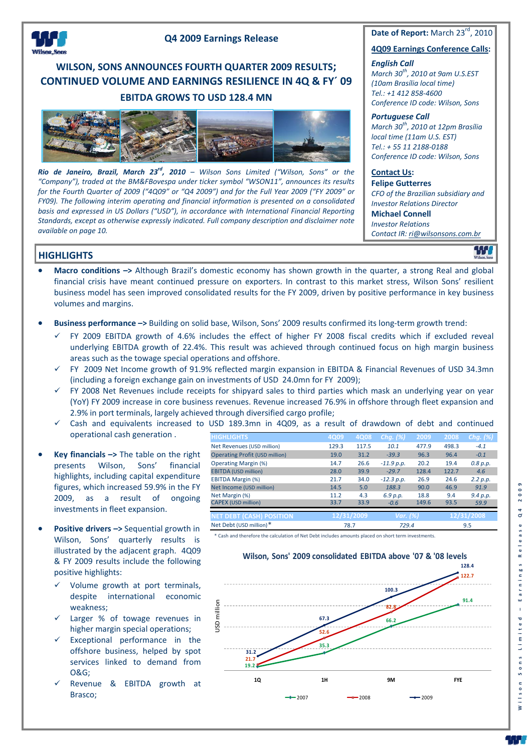# Q4 2009 Earnings Release

## WILSON, SONS ANNOUNCES FOURTH QUARTER 2009 RESULTS; CONTINUED VOLUME AND EARNINGS RESILIENCE IN 4Q & FY´ 09

## EBITDA GROWS TO USD 128.4 MN

***Rio de Janeiro, Brazil, March 23rd, 2010** – Wilson Sons Limited ("Wilson, Sons" or the "Company"), traded at the BM&FBovespa under ticker symbol "WSON11", announces its results for the Fourth Quarter of 2009 ("4Q09" or "Q4 2009") and for the Full Year 2009 ("FY 2009" or FY09). The following interim operating and financial information is presented on a consolidated basis and expressed in US Dollars ("USD"), in accordance with International Financial Reporting Standards, except as otherwise expressly indicated. Full company description and disclaimer note available on page 10.*

**Date of Report:** March 23rd, 2010

**4Q09 Earnings Conference Calls:**

***English Call***
*March 30th, 2010 at 9am U.S.EST (10am Brasília local time)*
*Tel.: +1 412 858-4600*
*Conference ID code: Wilson, Sons*

***Portuguese Call***
*March 30th, 2010 at 12pm Brasília local time (11am U.S. EST)*
*Tel.: + 55 11 2188-0188*
*Conference ID code: Wilson, Sons*

**Contact Us:**

**Felipe Gutterres**
*CFO of the Brazilian subsidiary and Investor Relations Director*

**Michael Connell**
*Investor Relations*
*Contact IR: ri@wilsonsons.com.br*

## HIGHLIGHTS

- **Macro conditions –>** Although Brazil's domestic economy has shown growth in the quarter, a strong Real and global financial crisis have meant continued pressure on exporters. In contrast to this market stress, Wilson Sons' resilient business model has seen improved consolidated results for the FY 2009, driven by positive performance in key business volumes and margins.

- **Business performance –>** Building on solid base, Wilson, Sons' 2009 results confirmed its long-term growth trend:
  - ✓ FY 2009 EBITDA growth of 4.6% includes the effect of higher FY 2008 fiscal credits which if excluded reveal underlying EBITDA growth of 22.4%. This result was achieved through continued focus on high margin business areas such as the towage special operations and offshore.
  - ✓ FY 2009 Net Income growth of 91.9% reflected margin expansion in EBITDA & Financial Revenues of USD 34.3mn (including a foreign exchange gain on investments of USD 24.0mn for FY 2009);
  - ✓ FY 2008 Net Revenues include receipts for shipyard sales to third parties which mask an underlying year on year (YoY) FY 2009 increase in core business revenues. Revenue increased 76.9% in offshore through fleet expansion and 2.9% in port terminals, largely achieved through diversified cargo profile;
  - ✓ Cash and equivalents increased to USD 189.3mn in 4Q09, as a result of drawdown of debt and continued operational cash generation .

- **Key financials –>** The table on the right presents Wilson, Sons' financial highlights, including capital expenditure figures, which increased 59.9% in the FY 2009, as a result of ongoing investments in fleet expansion.

| HIGHLIGHTS | 4Q09 | 4Q08 | Chg. (%) | 2009 | 2008 | Chg. (%) |
|---|---|---|---|---|---|---|
| Net Revenues (USD million) | 129.3 | 117.5 | *10.1* | 477.9 | 498.3 | *-4.1* |
| Operating Profit (USD million) | 19.0 | 31.2 | *-39.3* | 96.3 | 96.4 | *-0.1* |
| Operating Margin (%) | 14.7 | 26.6 | *-11.9 p.p.* | 20.2 | 19.4 | *0.8 p.p.* |
| EBITDA (USD million) | 28.0 | 39.9 | *-29.7* | 128.4 | 122.7 | *4.6* |
| EBITDA Margin (%) | 21.7 | 34.0 | *-12.3 p.p.* | 26.9 | 24.6 | *2.2 p.p.* |
| Net Income (USD million) | 14.5 | 5.0 | *188.3* | 90.0 | 46.9 | *91.9* |
| Net Margin (%) | 11.2 | 4.3 | *6.9 p.p.* | 18.8 | 9.4 | *9.4 p.p.* |
| CAPEX (USD million) | 33.7 | 33.9 | *-0.6* | 149.6 | 93.5 | *59.9* |

| NET DEBT (CASH) POSITION | 12/31/2009 | Var. (%) | 12/31/2008 |
|---|---|---|---|
| Net Debt (USD million)* | 78.7 | *729.4* | 9.5 |

\* Cash and therefore the calculation of Net Debt includes amounts placed on short term investments.

- **Positive drivers –>** Sequential growth in Wilson, Sons' quarterly results is illustrated by the adjacent graph. 4Q09 & FY 2009 results include the following positive highlights:
  - ✓ Volume growth at port terminals, despite international economic weakness;
  - ✓ Larger % of towage revenues in higher margin special operations;
  - ✓ Exceptional performance in the offshore business, helped by spot services linked to demand from O&G;
  - ✓ Revenue & EBITDA growth at Brasco;

**Wilson, Sons' 2009 consolidated EBITDA above '07 & '08 levels**

| USD million | 1Q | 1H | 9M | FYE |
|---|---|---|---|---|
| 2007 | 19.2 | 35.3 | 66.2 | 91.4 |
| 2008 | 21.7 | 52.6 | 82.8 | 122.7 |
| 2009 | 31.2 | 67.3 | 100.3 | 128.4 |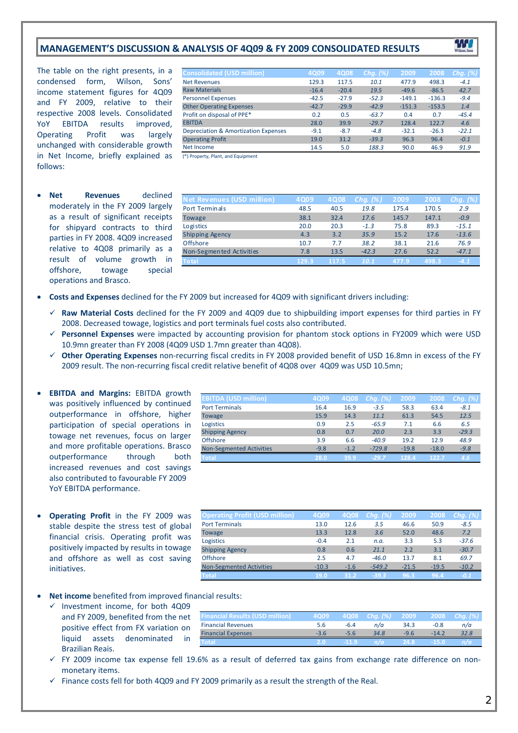## MANAGEMENT'S DISCUSSION & ANALYSIS OF 4Q09 & FY 2009 CONSOLIDATED RESULTS

The table on the right presents, in a condensed form, Wilson, Sons' income statement figures for 4Q09 and FY 2009, relative to their respective 2008 levels. Consolidated YoY EBITDA results improved, Operating Profit was largely unchanged with considerable growth in Net Income, briefly explained as follows:

| Consolidated (USD million) | 4Q09 | 4Q08 | Chg. (%) | 2009 | 2008 | Chg. (%) |
|---|---|---|---|---|---|---|
| Net Revenues | 129.3 | 117.5 | *10.1* | 477.9 | 498.3 | *-4.1* |
| Raw Materials | -16.4 | -20.4 | *19.5* | -49.6 | -86.5 | *42.7* |
| Personnel Expenses | -42.5 | -27.9 | *-52.3* | -149.1 | -136.3 | *-9.4* |
| Other Operating Expenses | -42.7 | -29.9 | *-42.9* | -151.3 | -153.5 | *1.4* |
| Profit on disposal of PPE* | 0.2 | 0.5 | *-63.7* | 0.4 | 0.7 | *-45.4* |
| EBITDA | 28.0 | 39.9 | *-29.7* | 128.4 | 122.7 | *4.6* |
| Depreciation & Amortization Expenses | -9.1 | -8.7 | *-4.8* | -32.1 | -26.3 | *-22.1* |
| Operating Profit | 19.0 | 31.2 | *-39.3* | 96.3 | 96.4 | *-0.1* |
| Net Income | 14.5 | 5.0 | *188.3* | 90.0 | 46.9 | *91.9* |

(*) Property, Plant, and Equipment

- **Net Revenues** declined moderately in the FY 2009 largely as a result of significant receipts for shipyard contracts to third parties in FY 2008. 4Q09 increased relative to 4Q08 primarily as a result of volume growth in offshore, towage special operations and Brasco.

| Net Revenues (USD million) | 4Q09 | 4Q08 | Chg. (%) | 2009 | 2008 | Chg. (%) |
|---|---|---|---|---|---|---|
| Port Terminals | 48.5 | 40.5 | *19.8* | 175.4 | 170.5 | *2.9* |
| Towage | 38.1 | 32.4 | *17.6* | 145.7 | 147.1 | *-0.9* |
| Logistics | 20.0 | 20.3 | *-1.3* | 75.8 | 89.3 | *-15.1* |
| Shipping Agency | 4.3 | 3.2 | *35.9* | 15.2 | 17.6 | *-13.6* |
| Offshore | 10.7 | 7.7 | *38.2* | 38.1 | 21.6 | *76.9* |
| Non-Segmented Activities | 7.8 | 13.5 | *-42.3* | 27.6 | 52.2 | *-47.1* |
| **Total** | **129.3** | **117.5** | ***10.1*** | **477.9** | **498.3** | ***-4.1*** |

- **Costs and Expenses** declined for the FY 2009 but increased for 4Q09 with significant drivers including:
  - ✓ **Raw Material Costs** declined for the FY 2009 and 4Q09 due to shipbuilding import expenses for third parties in FY 2008. Decreased towage, logistics and port terminals fuel costs also contributed.
  - ✓ **Personnel Expenses** were impacted by accounting provision for phantom stock options in FY2009 which were USD 10.9mn greater than FY 2008 (4Q09 USD 1.7mn greater than 4Q08).
  - ✓ **Other Operating Expenses** non-recurring fiscal credits in FY 2008 provided benefit of USD 16.8mn in excess of the FY 2009 result. The non-recurring fiscal credit relative benefit of 4Q08 over 4Q09 was USD 10.5mn;

- **EBITDA and Margins:** EBITDA growth was positively influenced by continued outperformance in offshore, higher participation of special operations in towage net revenues, focus on larger and more profitable operations. Brasco outperformance through both increased revenues and cost savings also contributed to favourable FY 2009 YoY EBITDA performance.

| EBITDA (USD million) | 4Q09 | 4Q08 | Chg. (%) | 2009 | 2008 | Chg. (%) |
|---|---|---|---|---|---|---|
| Port Terminals | 16.4 | 16.9 | *-3.5* | 58.3 | 63.4 | *-8.1* |
| Towage | 15.9 | 14.3 | *11.1* | 61.3 | 54.5 | *12.5* |
| Logistics | 0.9 | 2.5 | *-65.9* | 7.1 | 6.6 | *6.5* |
| Shipping Agency | 0.8 | 0.7 | *20.0* | 2.3 | 3.3 | *-29.3* |
| Offshore | 3.9 | 6.6 | *-40.9* | 19.2 | 12.9 | *48.9* |
| Non-Segmented Activities | -9.8 | -1.2 | *-729.8* | -19.8 | -18.0 | *-9.8* |
| **Total** | **28.0** | **39.9** | ***-29.7*** | **128.4** | **122.7** | ***4.6*** |

- **Operating Profit** in the FY 2009 was stable despite the stress test of global financial crisis. Operating profit was positively impacted by results in towage and offshore as well as cost saving initiatives.

| Operating Profit (USD million) | 4Q09 | 4Q08 | Chg. (%) | 2009 | 2008 | Chg. (%) |
|---|---|---|---|---|---|---|
| Port Terminals | 13.0 | 12.6 | *3.5* | 46.6 | 50.9 | *-8.5* |
| Towage | 13.3 | 12.8 | *3.6* | 52.0 | 48.6 | *7.2* |
| Logistics | -0.4 | 2.1 | *n.a.* | 3.3 | 5.3 | *-37.6* |
| Shipping Agency | 0.8 | 0.6 | *21.1* | 2.2 | 3.1 | *-30.7* |
| Offshore | 2.5 | 4.7 | *-46.0* | 13.7 | 8.1 | *69.7* |
| Non-Segmented Activities | -10.3 | -1.6 | *-549.2* | -21.5 | -19.5 | *-10.2* |
| **Total** | **19.0** | **31.2** | ***-39.3*** | **96.3** | **96.4** | ***-0.1*** |

- **Net income** benefited from improved financial results:
  - ✓ Investment income, for both 4Q09 and FY 2009, benefited from the net positive effect from FX variation on liquid assets denominated in Brazilian Reais.

| Financial Results (USD million) | 4Q09 | 4Q08 | Chg. (%) | 2009 | 2008 | Chg. (%) |
|---|---|---|---|---|---|---|
| Financial Revenues | 5.6 | -6.4 | *n/a* | 34.3 | -0.8 | *n/a* |
| Financial Expenses | -3.6 | -5.6 | *34.8* | -9.6 | -14.2 | *32.8* |
| **Total** | **2.0** | **-11.9** | ***n/a*** | **24.8** | **-15.0** | ***n/a*** |

  - ✓ FY 2009 income tax expense fell 19.6% as a result of deferred tax gains from exchange rate difference on non-monetary items.
  - ✓ Finance costs fell for both 4Q09 and FY 2009 primarily as a result the strength of the Real.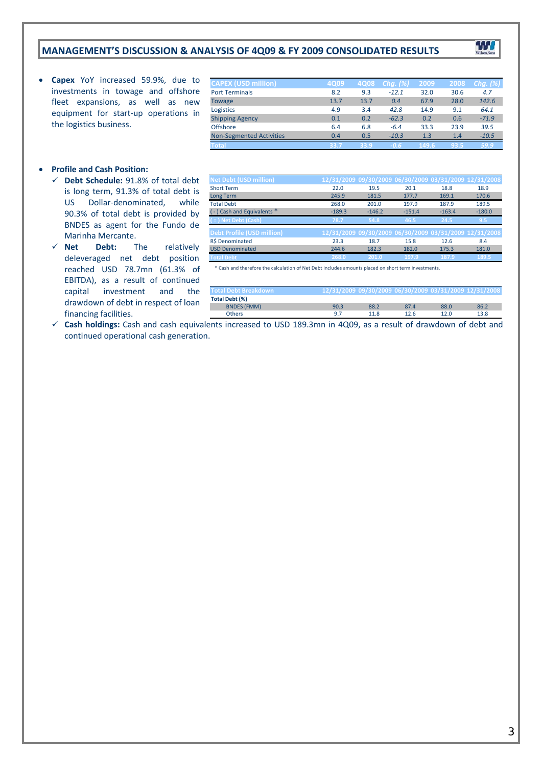## MANAGEMENT'S DISCUSSION & ANALYSIS OF 4Q09 & FY 2009 CONSOLIDATED RESULTS

- **Capex** YoY increased 59.9%, due to investments in towage and offshore fleet expansions, as well as new equipment for start-up operations in the logistics business.

| CAPEX (USD million) | 4Q09 | 4Q08 | *Chg. (%)* | 2009 | 2008 | *Chg. (%)* |
|---|---|---|---|---|---|---|
| Port Terminals | 8.2 | 9.3 | *-12.1* | 32.0 | 30.6 | *4.7* |
| Towage | 13.7 | 13.7 | *0.4* | 67.9 | 28.0 | *142.6* |
| Logistics | 4.9 | 3.4 | *42.8* | 14.9 | 9.1 | *64.1* |
| Shipping Agency | 0.1 | 0.2 | *-62.3* | 0.2 | 0.6 | *-71.9* |
| Offshore | 6.4 | 6.8 | *-6.4* | 33.3 | 23.9 | *39.5* |
| Non-Segmented Activities | 0.4 | 0.5 | *-10.3* | 1.3 | 1.4 | *-10.5* |
| **Total** | **33.7** | **33.9** | ***-0.6*** | **149.6** | **93.5** | ***59.9*** |

- **Profile and Cash Position:**
  - ✓ **Debt Schedule:** 91.8% of total debt is long term, 91.3% of total debt is US Dollar-denominated, while 90.3% of total debt is provided by BNDES as agent for the Fundo de Marinha Mercante.
  - ✓ **Net Debt:** The relatively deleveraged net debt position reached USD 78.7mn (61.3% of EBITDA), as a result of continued capital investment and the drawdown of debt in respect of loan financing facilities.
  - ✓ **Cash holdings:** Cash and cash equivalents increased to USD 189.3mn in 4Q09, as a result of drawdown of debt and continued operational cash generation.

| Net Debt (USD million) | 12/31/2009 | 09/30/2009 | 06/30/2009 | 03/31/2009 | 12/31/2008 |
|---|---|---|---|---|---|
| Short Term | 22.0 | 19.5 | 20.1 | 18.8 | 18.9 |
| Long Term | 245.9 | 181.5 | 177.7 | 169.1 | 170.6 |
| Total Debt | 268.0 | 201.0 | 197.9 | 187.9 | 189.5 |
| ( - ) Cash and Equivalents * | -189.3 | -146.2 | -151.4 | -163.4 | -180.0 |
| **( = ) Net Debt (Cash)** | **78.7** | **54.8** | **46.5** | **24.5** | **9.5** |

| Debt Profile (USD million) | 12/31/2009 | 09/30/2009 | 06/30/2009 | 03/31/2009 | 12/31/2008 |
|---|---|---|---|---|---|
| R$ Denominated | 23.3 | 18.7 | 15.8 | 12.6 | 8.4 |
| USD Denominated | 244.6 | 182.3 | 182.0 | 175.3 | 181.0 |
| **Total Debt** | **268.0** | **201.0** | **197.9** | **187.9** | **189.5** |

\* Cash and therefore the calculation of Net Debt includes amounts placed on short term investments.

| Total Debt Breakdown | 12/31/2009 | 09/30/2009 | 06/30/2009 | 03/31/2009 | 12/31/2008 |
|---|---|---|---|---|---|
| **Total Debt (%)** | | | | | |
| BNDES (FMM) | 90.3 | 88.2 | 87.4 | 88.0 | 86.2 |
| Others | 9.7 | 11.8 | 12.6 | 12.0 | 13.8 |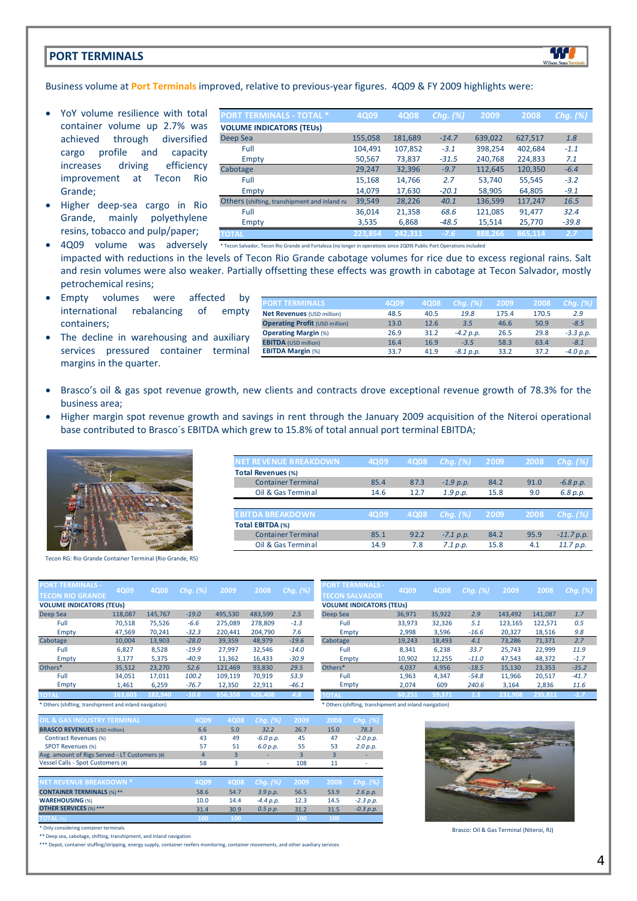## PORT TERMINALS

Business volume at **Port Terminals** improved, relative to previous-year figures. 4Q09 & FY 2009 highlights were:

- YoY volume resilience with total container volume up 2.7% was achieved through diversified cargo profile and capacity increases driving efficiency improvement at Tecon Rio Grande;
- Higher deep-sea cargo in Rio Grande, mainly polyethylene resins, tobacco and pulp/paper;
- 4Q09 volume was adversely impacted with reductions in the levels of Tecon Rio Grande cabotage volumes for rice due to excess regional rains. Salt and resin volumes were also weaker. Partially offsetting these effects was growth in cabotage at Tecon Salvador, mostly petrochemical resins;
- Empty volumes were affected by international rebalancing of empty containers;
- The decline in warehousing and auxiliary services pressured container terminal margins in the quarter.

| PORT TERMINALS - TOTAL * | 4Q09 | 4Q08 | Chg. (%) | 2009 | 2008 | Chg. (%) |
|---|---|---|---|---|---|---|
| **VOLUME INDICATORS (TEUs)** | | | | | | |
| Deep Sea | 155,058 | 181,689 | -14.7 | 639,022 | 627,517 | 1.8 |
| Full | 104,491 | 107,852 | -3.1 | 398,254 | 402,684 | -1.1 |
| Empty | 50,567 | 73,837 | -31.5 | 240,768 | 224,833 | 7.1 |
| Cabotage | 29,247 | 32,396 | -9.7 | 112,645 | 120,350 | -6.4 |
| Full | 15,168 | 14,766 | 2.7 | 53,740 | 55,545 | -3.2 |
| Empty | 14,079 | 17,630 | -20.1 | 58,905 | 64,805 | -9.1 |
| Others (shifting, transhipment and inland na | 39,549 | 28,226 | 40.1 | 136,599 | 117,247 | 16.5 |
| Full | 36,014 | 21,358 | 68.6 | 121,085 | 91,477 | 32.4 |
| Empty | 3,535 | 6,868 | -48.5 | 15,514 | 25,770 | -39.8 |
| TOTAL | 223,854 | 242,311 | -7.6 | 888,266 | 865,114 | 2.7 |

\* Tecon Salvador, Tecon Rio Grande and Fortaleza (no longer in operations since 2Q09) Public Port Operations included

| PORT TERMINALS | 4Q09 | 4Q08 | Chg. (%) | 2009 | 2008 | Chg. (%) |
|---|---|---|---|---|---|---|
| **Net Revenues** (USD million) | 48.5 | 40.5 | 19.8 | 175.4 | 170.5 | 2.9 |
| **Operating Profit** (USD million) | 13.0 | 12.6 | 3.5 | 46.6 | 50.9 | -8.5 |
| **Operating Margin** (%) | 26.9 | 31.2 | -4.2 p.p. | 26.5 | 29.8 | -3.3 p.p. |
| **EBITDA** (USD million) | 16.4 | 16.9 | -3.5 | 58.3 | 63.4 | -8.1 |
| **EBITDA Margin** (%) | 33.7 | 41.9 | -8.1 p.p. | 33.2 | 37.2 | -4.0 p.p. |

- Brasco's oil & gas spot revenue growth, new clients and contracts drove exceptional revenue growth of 78.3% for the business area;
- Higher margin spot revenue growth and savings in rent through the January 2009 acquisition of the Niteroi operational base contributed to Brasco´s EBITDA which grew to 15.8% of total annual port terminal EBITDA;

Tecon RG: Rio Grande Container Terminal (Rio Grande, RS)

| NET REVENUE BREAKDOWN | 4Q09 | 4Q08 | Chg. (%) | 2009 | 2008 | Chg. (%) |
|---|---|---|---|---|---|---|
| **Total Revenues** (%) | | | | | | |
| Container Terminal | 85.4 | 87.3 | -1.9 p.p. | 84.2 | 91.0 | -6.8 p.p. |
| Oil & Gas Terminal | 14.6 | 12.7 | 1.9 p.p. | 15.8 | 9.0 | 6.8 p.p. |

| EBITDA BREAKDOWN | 4Q09 | 4Q08 | Chg. (%) | 2009 | 2008 | Chg. (%) |
|---|---|---|---|---|---|---|
| **Total EBITDA** (%) | | | | | | |
| Container Terminal | 85.1 | 92.2 | -7.1 p.p. | 84.2 | 95.9 | -11.7 p.p. |
| Oil & Gas Terminal | 14.9 | 7.8 | 7.1 p.p. | 15.8 | 4.1 | 11.7 p.p. |

| PORT TERMINALS - TECON RIO GRANDE | 4Q09 | 4Q08 | Chg. (%) | 2009 | 2008 | Chg. (%) |
|---|---|---|---|---|---|---|
| **VOLUME INDICATORS (TEUs)** | | | | | | |
| Deep Sea | 118,087 | 145,767 | -19.0 | 495,530 | 483,599 | 2.5 |
| Full | 70,518 | 75,526 | -6.6 | 275,089 | 278,809 | -1.3 |
| Empty | 47,569 | 70,241 | -32.3 | 220,441 | 204,790 | 7.6 |
| Cabotage | 10,004 | 13,903 | -28.0 | 39,359 | 48,979 | -19.6 |
| Full | 6,827 | 8,528 | -19.9 | 27,997 | 32,546 | -14.0 |
| Empty | 3,177 | 5,375 | -40.9 | 11,362 | 16,433 | -30.9 |
| Others* | 35,512 | 23,270 | 52.6 | 121,469 | 93,830 | 29.5 |
| Full | 34,051 | 17,011 | 100.2 | 109,119 | 70,919 | 53.9 |
| Empty | 1,461 | 6,259 | -76.7 | 12,350 | 22,911 | -46.1 |
| TOTAL | 163,603 | 182,940 | -10.6 | 656,358 | 626,408 | 4.8 |

\* Others (shifting, transhipment and inland navigation)

| PORT TERMINALS - TECON SALVADOR | 4Q09 | 4Q08 | Chg. (%) | 2009 | 2008 | Chg. (%) |
|---|---|---|---|---|---|---|
| **VOLUME INDICATORS (TEUs)** | | | | | | |
| Deep Sea | 36,971 | 35,922 | 2.9 | 143,492 | 141,087 | 1.7 |
| Full | 33,973 | 32,326 | 5.1 | 123,165 | 122,571 | 0.5 |
| Empty | 2,998 | 3,596 | -16.6 | 20,327 | 18,516 | 9.8 |
| Cabotage | 19,243 | 18,493 | 4.1 | 73,286 | 71,371 | 2.7 |
| Full | 8,341 | 6,238 | 33.7 | 25,743 | 22,999 | 11.9 |
| Empty | 10,902 | 12,255 | -11.0 | 47,543 | 48,372 | -1.7 |
| Others* | 4,037 | 4,956 | -18.5 | 15,130 | 23,353 | -35.2 |
| Full | 1,963 | 4,347 | -54.8 | 11,966 | 20,517 | -41.7 |
| Empty | 2,074 | 609 | 240.6 | 3,164 | 2,836 | 11.6 |
| TOTAL | 60,251 | 59,371 | 1.5 | 231,908 | 235,811 | -1.7 |

\* Others (shifting, transhipment and inland navigation)

| OIL & GAS INDUSTRY TERMINAL | 4Q09 | 4Q08 | Chg. (%) | 2009 | 2008 | Chg. (%) |
|---|---|---|---|---|---|---|
| **BRASCO REVENUES** (USD million) | 6.6 | 5.0 | 32.2 | 26.7 | 15.0 | 78.3 |
| Contract Revenues (%) | 43 | 49 | -6.0 p.p. | 45 | 47 | -2.0 p.p. |
| SPOT Revenues (%) | 57 | 51 | 6.0 p.p. | 55 | 53 | 2.0 p.p. |
| Avg. amount of Rigs Served - LT Customers (#) | 4 | 3 | - | 3 | 3 | - |
| Vessel Calls - Spot Customers (#) | 58 | 3 | - | 108 | 11 | - |

| NET REVENUE BREAKDOWN * | 4Q09 | 4Q08 | Chg. (%) | 2009 | 2008 | Chg. (%) |
|---|---|---|---|---|---|---|
| **CONTAINER TERMINALS** (%) ** | 58.6 | 54.7 | 3.9 p.p. | 56.5 | 53.9 | 2.6 p.p. |
| **WAREHOUSING** (%) | 10.0 | 14.4 | -4.4 p.p. | 12.3 | 14.5 | -2.3 p.p. |
| **OTHER SERVICES** (%) *** | 31.4 | 30.9 | 0.5 p.p. | 31.2 | 31.5 | -0.3 p.p. |
| TOTAL (%) | 100 | 100 | | 100 | 100 | |

\* Only considering container terminals

\*\* Deep sea, cabotage, shifting, transhipment, and inland navigation

\*\*\* Depot, container stuffing/stripping, energy supply, container reefers monitoring, container movements, and other auxiliary services

Brasco: Oil & Gas Terminal (Niteroi, RJ)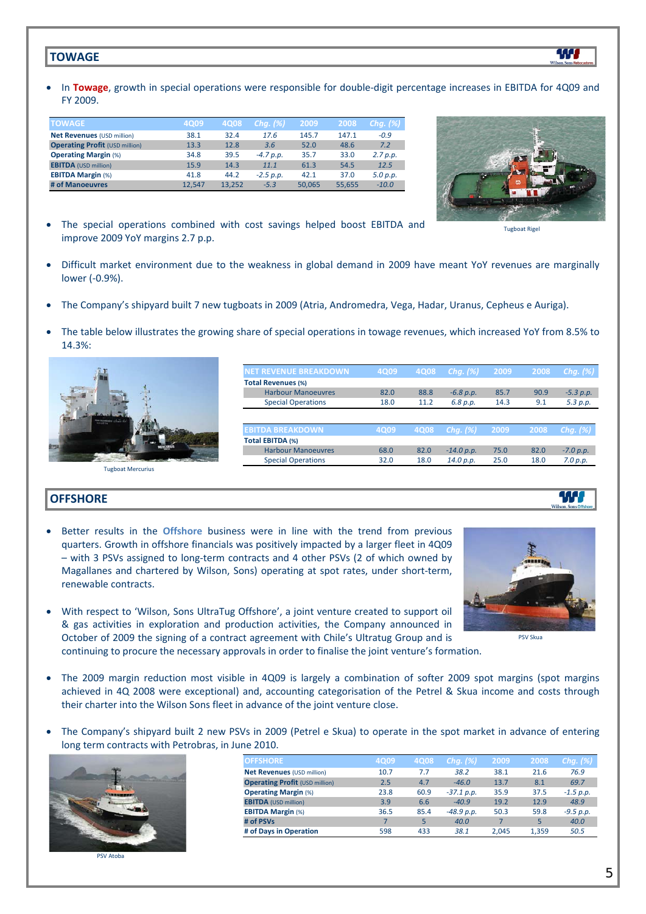## TOWAGE

- In **Towage**, growth in special operations were responsible for double-digit percentage increases in EBITDA for 4Q09 and FY 2009.

| TOWAGE | 4Q09 | 4Q08 | Chg. (%) | 2009 | 2008 | Chg. (%) |
|---|---|---|---|---|---|---|
| **Net Revenues** (USD million) | 38.1 | 32.4 | *17.6* | 145.7 | 147.1 | *-0.9* |
| **Operating Profit** (USD million) | 13.3 | 12.8 | *3.6* | 52.0 | 48.6 | *7.2* |
| **Operating Margin** (%) | 34.8 | 39.5 | *-4.7 p.p.* | 35.7 | 33.0 | *2.7 p.p.* |
| **EBITDA** (USD million) | 15.9 | 14.3 | *11.1* | 61.3 | 54.5 | *12.5* |
| **EBITDA Margin** (%) | 41.8 | 44.2 | *-2.5 p.p.* | 42.1 | 37.0 | *5.0 p.p.* |
| **# of Manoeuvres** | 12,547 | 13,252 | *-5.3* | 50,065 | 55,655 | *-10.0* |

Tugboat Rigel

- The special operations combined with cost savings helped boost EBITDA and improve 2009 YoY margins 2.7 p.p.

- Difficult market environment due to the weakness in global demand in 2009 have meant YoY revenues are marginally lower (-0.9%).

- The Company's shipyard built 7 new tugboats in 2009 (Atria, Andromedra, Vega, Hadar, Uranus, Cepheus e Auriga).

- The table below illustrates the growing share of special operations in towage revenues, which increased YoY from 8.5% to 14.3%:

| NET REVENUE BREAKDOWN | 4Q09 | 4Q08 | Chg. (%) | 2009 | 2008 | Chg. (%) |
|---|---|---|---|---|---|---|
| **Total Revenues** (%) | | | | | | |
| Harbour Manoeuvres | 82.0 | 88.8 | *-6.8 p.p.* | 85.7 | 90.9 | *-5.3 p.p.* |
| Special Operations | 18.0 | 11.2 | *6.8 p.p.* | 14.3 | 9.1 | *5.3 p.p.* |

| EBITDA BREAKDOWN | 4Q09 | 4Q08 | Chg. (%) | 2009 | 2008 | Chg. (%) |
|---|---|---|---|---|---|---|
| **Total EBITDA** (%) | | | | | | |
| Harbour Manoeuvres | 68.0 | 82.0 | *-14.0 p.p.* | 75.0 | 82.0 | *-7.0 p.p.* |
| Special Operations | 32.0 | 18.0 | *14.0 p.p.* | 25.0 | 18.0 | *7.0 p.p.* |

Tugboat Mercurius

## OFFSHORE

- Better results in the **Offshore** business were in line with the trend from previous quarters. Growth in offshore financials was positively impacted by a larger fleet in 4Q09 – with 3 PSVs assigned to long-term contracts and 4 other PSVs (2 of which owned by Magallanes and chartered by Wilson, Sons) operating at spot rates, under short-term, renewable contracts.

- With respect to 'Wilson, Sons UltraTug Offshore', a joint venture created to support oil & gas activities in exploration and production activities, the Company announced in October of 2009 the signing of a contract agreement with Chile's Ultratug Group and is continuing to procure the necessary approvals in order to finalise the joint venture's formation.

PSV Skua

- The 2009 margin reduction most visible in 4Q09 is largely a combination of softer 2009 spot margins (spot margins achieved in 4Q 2008 were exceptional) and, accounting categorisation of the Petrel & Skua income and costs through their charter into the Wilson Sons fleet in advance of the joint venture close.

- The Company's shipyard built 2 new PSVs in 2009 (Petrel e Skua) to operate in the spot market in advance of entering long term contracts with Petrobras, in June 2010.

| OFFSHORE | 4Q09 | 4Q08 | Chg. (%) | 2009 | 2008 | Chg. (%) |
|---|---|---|---|---|---|---|
| **Net Revenues** (USD million) | 10.7 | 7.7 | *38.2* | 38.1 | 21.6 | *76.9* |
| **Operating Profit** (USD million) | 2.5 | 4.7 | *-46.0* | 13.7 | 8.1 | *69.7* |
| **Operating Margin** (%) | 23.8 | 60.9 | *-37.1 p.p.* | 35.9 | 37.5 | *-1.5 p.p.* |
| **EBITDA** (USD million) | 3.9 | 6.6 | *-40.9* | 19.2 | 12.9 | *48.9* |
| **EBITDA Margin** (%) | 36.5 | 85.4 | *-48.9 p.p.* | 50.3 | 59.8 | *-9.5 p.p.* |
| **# of PSVs** | 7 | 5 | *40.0* | 7 | 5 | *40.0* |
| **# of Days in Operation** | 598 | 433 | *38.1* | 2,045 | 1,359 | *50.5* |

PSV Atoba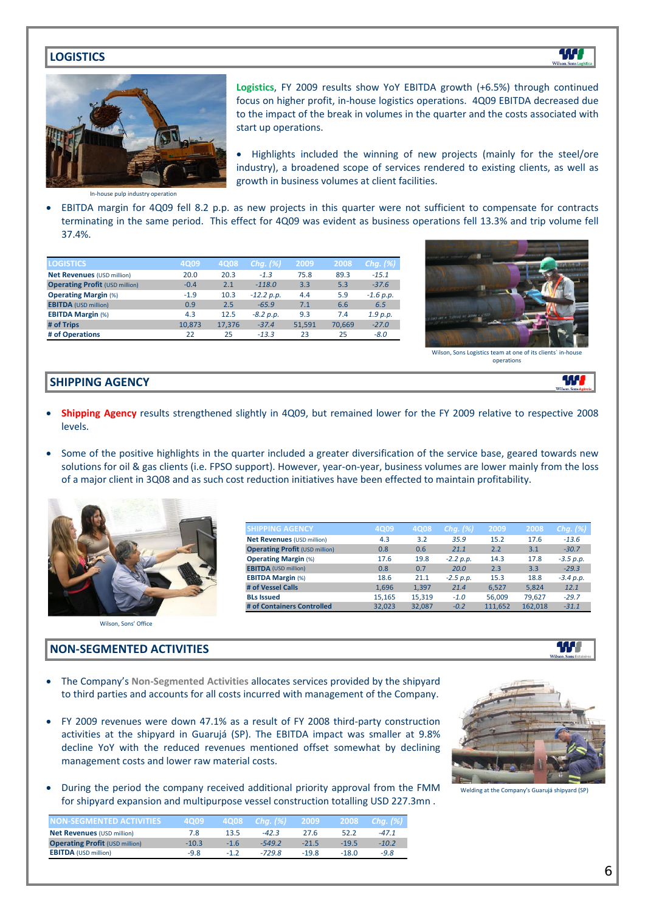## LOGISTICS

In-house pulp industry operation

**Logistics**, FY 2009 results show YoY EBITDA growth (+6.5%) through continued focus on higher profit, in-house logistics operations. 4Q09 EBITDA decreased due to the impact of the break in volumes in the quarter and the costs associated with start up operations.

- Highlights included the winning of new projects (mainly for the steel/ore industry), a broadened scope of services rendered to existing clients, as well as growth in business volumes at client facilities.

- EBITDA margin for 4Q09 fell 8.2 p.p. as new projects in this quarter were not sufficient to compensate for contracts terminating in the same period. This effect for 4Q09 was evident as business operations fell 13.3% and trip volume fell 37.4%.

| LOGISTICS | 4Q09 | 4Q08 | Chg. (%) | 2009 | 2008 | Chg. (%) |
|---|---|---|---|---|---|---|
| **Net Revenues** (USD million) | 20.0 | 20.3 | *-1.3* | 75.8 | 89.3 | *-15.1* |
| **Operating Profit** (USD million) | -0.4 | 2.1 | *-118.0* | 3.3 | 5.3 | *-37.6* |
| **Operating Margin** (%) | -1.9 | 10.3 | *-12.2 p.p.* | 4.4 | 5.9 | *-1.6 p.p.* |
| **EBITDA** (USD million) | 0.9 | 2.5 | *-65.9* | 7.1 | 6.6 | *6.5* |
| **EBITDA Margin** (%) | 4.3 | 12.5 | *-8.2 p.p.* | 9.3 | 7.4 | *1.9 p.p.* |
| **# of Trips** | 10,873 | 17,376 | *-37.4* | 51,591 | 70,669 | *-27.0* |
| **# of Operations** | 22 | 25 | *-13.3* | 23 | 25 | *-8.0* |

Wilson, Sons Logistics team at one of its clients' in-house operations

## SHIPPING AGENCY

- **Shipping Agency** results strengthened slightly in 4Q09, but remained lower for the FY 2009 relative to respective 2008 levels.

- Some of the positive highlights in the quarter included a greater diversification of the service base, geared towards new solutions for oil & gas clients (i.e. FPSO support). However, year-on-year, business volumes are lower mainly from the loss of a major client in 3Q08 and as such cost reduction initiatives have been effected to maintain profitability.

| SHIPPING AGENCY | 4Q09 | 4Q08 | Chg. (%) | 2009 | 2008 | Chg. (%) |
|---|---|---|---|---|---|---|
| **Net Revenues** (USD million) | 4.3 | 3.2 | *35.9* | 15.2 | 17.6 | *-13.6* |
| **Operating Profit** (USD million) | 0.8 | 0.6 | *21.1* | 2.2 | 3.1 | *-30.7* |
| **Operating Margin** (%) | 17.6 | 19.8 | *-2.2 p.p.* | 14.3 | 17.8 | *-3.5 p.p.* |
| **EBITDA** (USD million) | 0.8 | 0.7 | *20.0* | 2.3 | 3.3 | *-29.3* |
| **EBITDA Margin** (%) | 18.6 | 21.1 | *-2.5 p.p.* | 15.3 | 18.8 | *-3.4 p.p.* |
| **# of Vessel Calls** | 1,696 | 1,397 | *21.4* | 6,527 | 5,824 | *12.1* |
| **BLs Issued** | 15,165 | 15,319 | *-1.0* | 56,009 | 79,627 | *-29.7* |
| **# of Containers Controlled** | 32,023 | 32,087 | *-0.2* | 111,652 | 162,018 | *-31.1* |

Wilson, Sons' Office

## NON-SEGMENTED ACTIVITIES

- The Company's **Non-Segmented Activities** allocates services provided by the shipyard to third parties and accounts for all costs incurred with management of the Company.

- FY 2009 revenues were down 47.1% as a result of FY 2008 third-party construction activities at the shipyard in Guarujá (SP). The EBITDA impact was smaller at 9.8% decline YoY with the reduced revenues mentioned offset somewhat by declining management costs and lower raw material costs.

- During the period the company received additional priority approval from the FMM for shipyard expansion and multipurpose vessel construction totalling USD 227.3mn .

Welding at the Company's Guarujá shipyard (SP)

| NON-SEGMENTED ACTIVITIES | 4Q09 | 4Q08 | Chg. (%) | 2009 | 2008 | Chg. (%) |
|---|---|---|---|---|---|---|
| **Net Revenues** (USD million) | 7.8 | 13.5 | *-42.3* | 27.6 | 52.2 | *-47.1* |
| **Operating Profit** (USD million) | -10.3 | -1.6 | *-549.2* | -21.5 | -19.5 | *-10.2* |
| **EBITDA** (USD million) | -9.8 | -1.2 | *-729.8* | -19.8 | -18.0 | *-9.8* |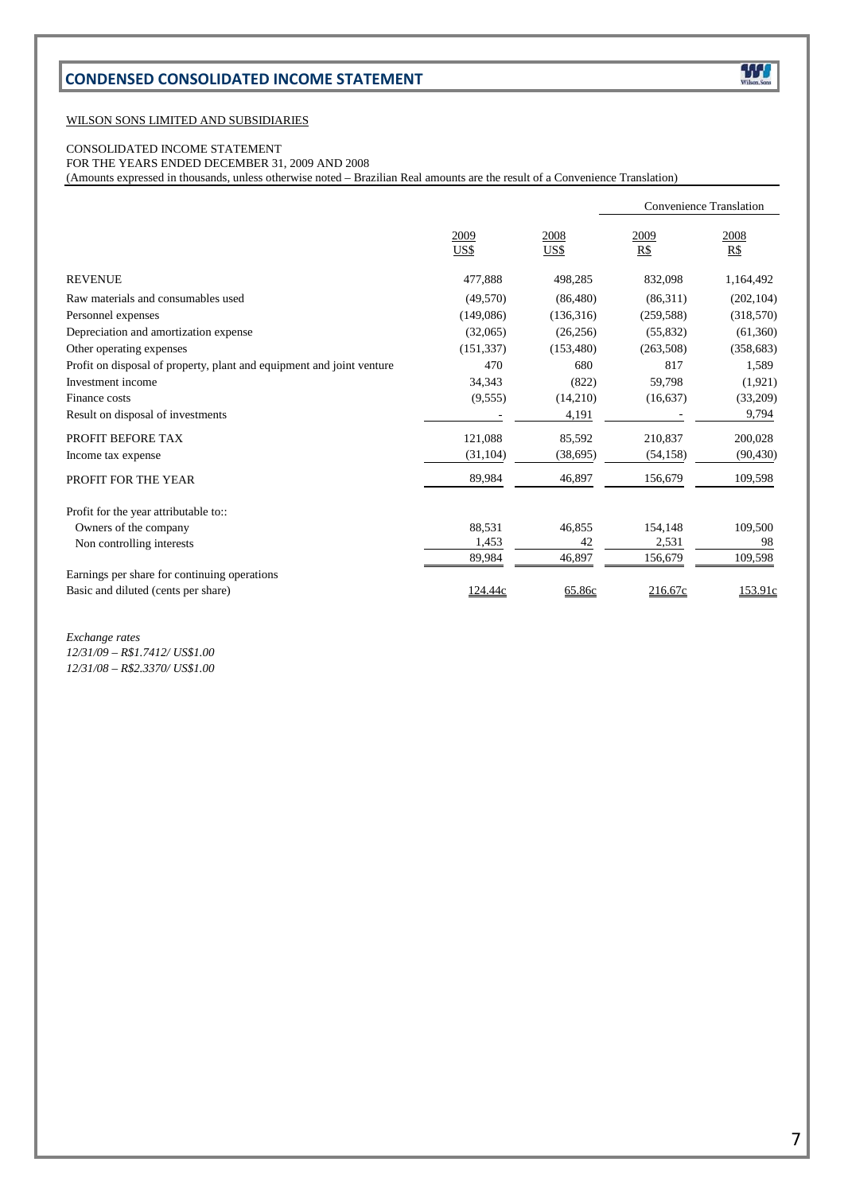# CONDENSED CONSOLIDATED INCOME STATEMENT

WILSON SONS LIMITED AND SUBSIDIARIES

CONSOLIDATED INCOME STATEMENT
FOR THE YEARS ENDED DECEMBER 31, 2009 AND 2008
(Amounts expressed in thousands, unless otherwise noted – Brazilian Real amounts are the result of a Convenience Translation)

| | | | Convenience Translation | |
|---|---|---|---|---|
| | 2009 US$ | 2008 US$ | 2009 R$ | 2008 R$ |
| REVENUE | 477,888 | 498,285 | 832,098 | 1,164,492 |
| Raw materials and consumables used | (49,570) | (86,480) | (86,311) | (202,104) |
| Personnel expenses | (149,086) | (136,316) | (259,588) | (318,570) |
| Depreciation and amortization expense | (32,065) | (26,256) | (55,832) | (61,360) |
| Other operating expenses | (151,337) | (153,480) | (263,508) | (358,683) |
| Profit on disposal of property, plant and equipment and joint venture | 470 | 680 | 817 | 1,589 |
| Investment income | 34,343 | (822) | 59,798 | (1,921) |
| Finance costs | (9,555) | (14,210) | (16,637) | (33,209) |
| Result on disposal of investments | - | 4,191 | - | 9,794 |
| PROFIT BEFORE TAX | 121,088 | 85,592 | 210,837 | 200,028 |
| Income tax expense | (31,104) | (38,695) | (54,158) | (90,430) |
| PROFIT FOR THE YEAR | 89,984 | 46,897 | 156,679 | 109,598 |
| Profit for the year attributable to:: | | | | |
| Owners of the company | 88,531 | 46,855 | 154,148 | 109,500 |
| Non controlling interests | 1,453 | 42 | 2,531 | 98 |
| | 89,984 | 46,897 | 156,679 | 109,598 |
| Earnings per share for continuing operations | | | | |
| Basic and diluted (cents per share) | 124.44c | 65.86c | 216.67c | 153.91c |

*Exchange rates*
*12/31/09 – R$1.7412/ US$1.00*
*12/31/08 – R$2.3370/ US$1.00*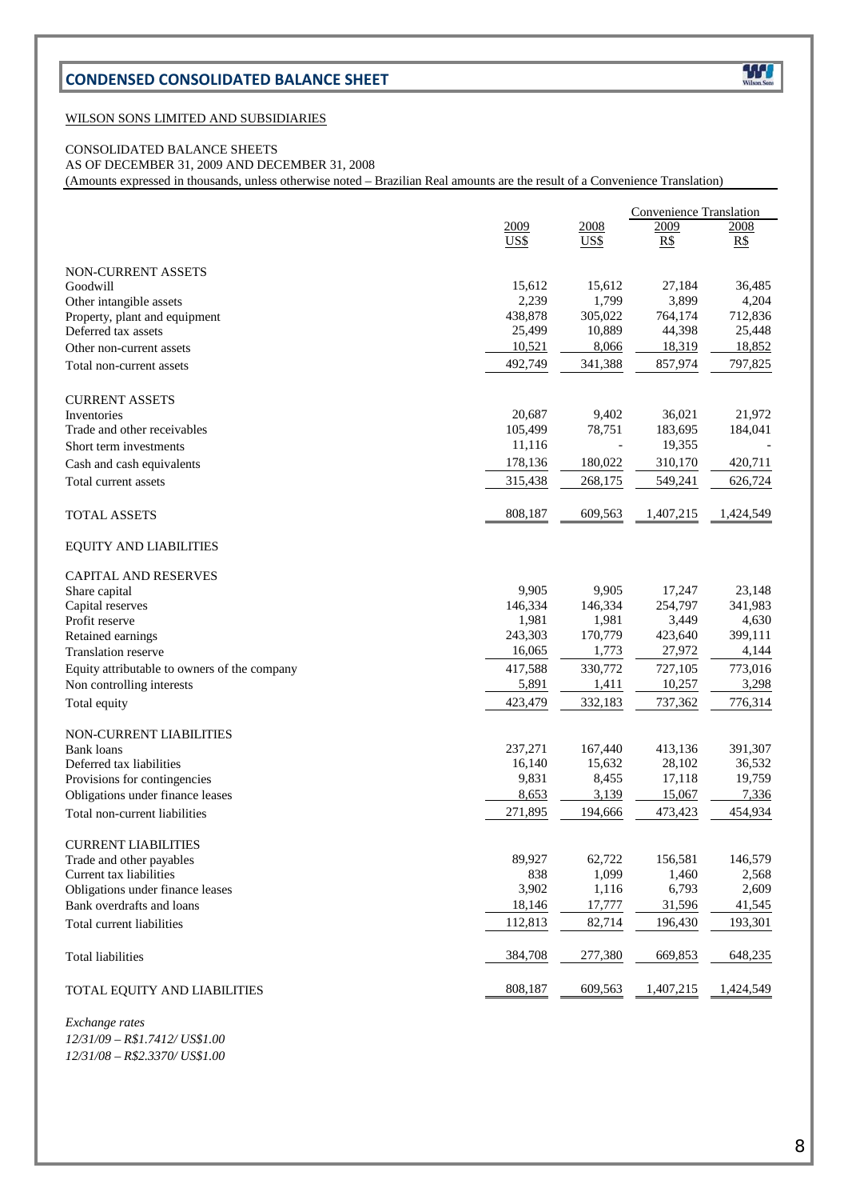## CONDENSED CONSOLIDATED BALANCE SHEET

WILSON SONS LIMITED AND SUBSIDIARIES

CONSOLIDATED BALANCE SHEETS
AS OF DECEMBER 31, 2009 AND DECEMBER 31, 2008
(Amounts expressed in thousands, unless otherwise noted – Brazilian Real amounts are the result of a Convenience Translation)

| | | | Convenience Translation | |
|---|---|---|---|---|
| | 2009 | 2008 | 2009 | 2008 |
| | US$ | US$ | R$ | R$ |
| NON-CURRENT ASSETS | | | | |
| Goodwill | 15,612 | 15,612 | 27,184 | 36,485 |
| Other intangible assets | 2,239 | 1,799 | 3,899 | 4,204 |
| Property, plant and equipment | 438,878 | 305,022 | 764,174 | 712,836 |
| Deferred tax assets | 25,499 | 10,889 | 44,398 | 25,448 |
| Other non-current assets | 10,521 | 8,066 | 18,319 | 18,852 |
| Total non-current assets | 492,749 | 341,388 | 857,974 | 797,825 |
| CURRENT ASSETS | | | | |
| Inventories | 20,687 | 9,402 | 36,021 | 21,972 |
| Trade and other receivables | 105,499 | 78,751 | 183,695 | 184,041 |
| Short term investments | 11,116 | - | 19,355 | - |
| Cash and cash equivalents | 178,136 | 180,022 | 310,170 | 420,711 |
| Total current assets | 315,438 | 268,175 | 549,241 | 626,724 |
| TOTAL ASSETS | 808,187 | 609,563 | 1,407,215 | 1,424,549 |
| EQUITY AND LIABILITIES | | | | |
| CAPITAL AND RESERVES | | | | |
| Share capital | 9,905 | 9,905 | 17,247 | 23,148 |
| Capital reserves | 146,334 | 146,334 | 254,797 | 341,983 |
| Profit reserve | 1,981 | 1,981 | 3,449 | 4,630 |
| Retained earnings | 243,303 | 170,779 | 423,640 | 399,111 |
| Translation reserve | 16,065 | 1,773 | 27,972 | 4,144 |
| Equity attributable to owners of the company | 417,588 | 330,772 | 727,105 | 773,016 |
| Non controlling interests | 5,891 | 1,411 | 10,257 | 3,298 |
| Total equity | 423,479 | 332,183 | 737,362 | 776,314 |
| NON-CURRENT LIABILITIES | | | | |
| Bank loans | 237,271 | 167,440 | 413,136 | 391,307 |
| Deferred tax liabilities | 16,140 | 15,632 | 28,102 | 36,532 |
| Provisions for contingencies | 9,831 | 8,455 | 17,118 | 19,759 |
| Obligations under finance leases | 8,653 | 3,139 | 15,067 | 7,336 |
| Total non-current liabilities | 271,895 | 194,666 | 473,423 | 454,934 |
| CURRENT LIABILITIES | | | | |
| Trade and other payables | 89,927 | 62,722 | 156,581 | 146,579 |
| Current tax liabilities | 838 | 1,099 | 1,460 | 2,568 |
| Obligations under finance leases | 3,902 | 1,116 | 6,793 | 2,609 |
| Bank overdrafts and loans | 18,146 | 17,777 | 31,596 | 41,545 |
| Total current liabilities | 112,813 | 82,714 | 196,430 | 193,301 |
| Total liabilities | 384,708 | 277,380 | 669,853 | 648,235 |
| TOTAL EQUITY AND LIABILITIES | 808,187 | 609,563 | 1,407,215 | 1,424,549 |

*Exchange rates*
*12/31/09 – R$1.7412/ US$1.00*
*12/31/08 – R$2.3370/ US$1.00*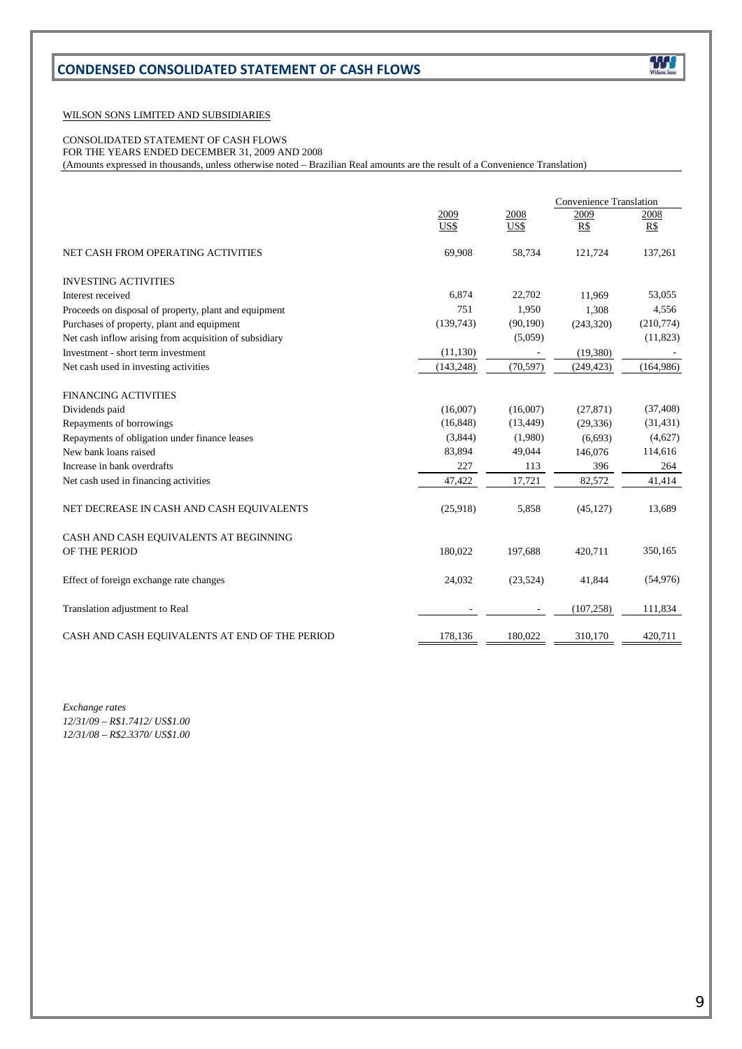# CONDENSED CONSOLIDATED STATEMENT OF CASH FLOWS

WILSON SONS LIMITED AND SUBSIDIARIES

CONSOLIDATED STATEMENT OF CASH FLOWS
FOR THE YEARS ENDED DECEMBER 31, 2009 AND 2008
(Amounts expressed in thousands, unless otherwise noted – Brazilian Real amounts are the result of a Convenience Translation)

| | | | Convenience Translation | |
|---|---|---|---|---|
| | 2009 US$ | 2008 US$ | 2009 R$ | 2008 R$ |
| NET CASH FROM OPERATING ACTIVITIES | 69,908 | 58,734 | 121,724 | 137,261 |
| INVESTING ACTIVITIES | | | | |
| Interest received | 6,874 | 22,702 | 11,969 | 53,055 |
| Proceeds on disposal of property, plant and equipment | 751 | 1,950 | 1,308 | 4,556 |
| Purchases of property, plant and equipment | (139,743) | (90,190) | (243,320) | (210,774) |
| Net cash inflow arising from acquisition of subsidiary | | (5,059) | | (11,823) |
| Investment - short term investment | (11,130) | - | (19,380) | - |
| Net cash used in investing activities | (143,248) | (70,597) | (249,423) | (164,986) |
| FINANCING ACTIVITIES | | | | |
| Dividends paid | (16,007) | (16,007) | (27,871) | (37,408) |
| Repayments of borrowings | (16,848) | (13,449) | (29,336) | (31,431) |
| Repayments of obligation under finance leases | (3,844) | (1,980) | (6,693) | (4,627) |
| New bank loans raised | 83,894 | 49,044 | 146,076 | 114,616 |
| Increase in bank overdrafts | 227 | 113 | 396 | 264 |
| Net cash used in financing activities | 47,422 | 17,721 | 82,572 | 41,414 |
| NET DECREASE IN CASH AND CASH EQUIVALENTS | (25,918) | 5,858 | (45,127) | 13,689 |
| CASH AND CASH EQUIVALENTS AT BEGINNING OF THE PERIOD | 180,022 | 197,688 | 420,711 | 350,165 |
| Effect of foreign exchange rate changes | 24,032 | (23,524) | 41,844 | (54,976) |
| Translation adjustment to Real | - | - | (107,258) | 111,834 |
| CASH AND CASH EQUIVALENTS AT END OF THE PERIOD | 178,136 | 180,022 | 310,170 | 420,711 |

*Exchange rates*
*12/31/09 – R$1.7412/ US$1.00*
*12/31/08 – R$2.3370/ US$1.00*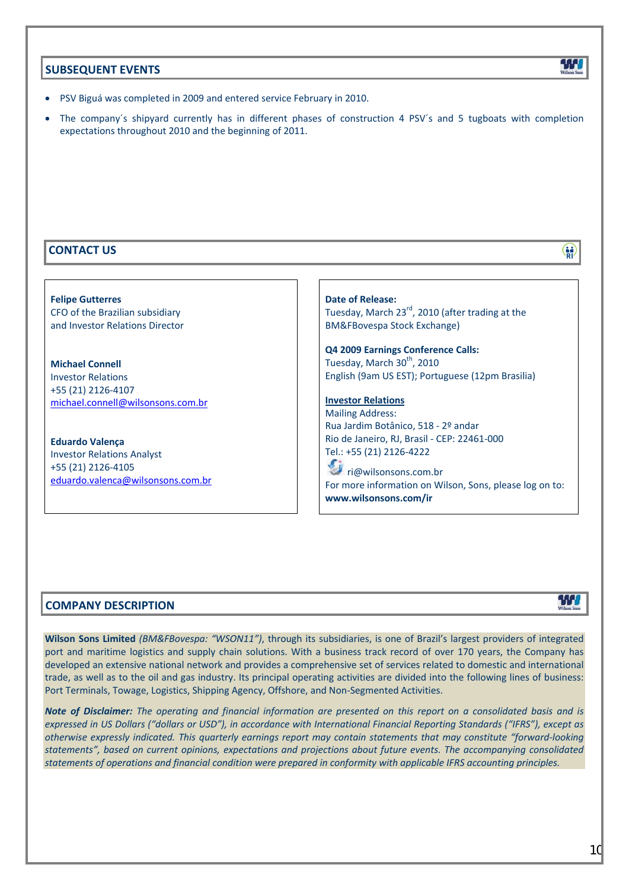## SUBSEQUENT EVENTS

- PSV Biguá was completed in 2009 and entered service February in 2010.
- The company´s shipyard currently has in different phases of construction 4 PSV´s and 5 tugboats with completion expectations throughout 2010 and the beginning of 2011.

## CONTACT US

**Felipe Gutterres**
CFO of the Brazilian subsidiary
and Investor Relations Director

**Michael Connell**
Investor Relations
+55 (21) 2126-4107
michael.connell@wilsonsons.com.br

**Eduardo Valença**
Investor Relations Analyst
+55 (21) 2126-4105
eduardo.valenca@wilsonsons.com.br

**Date of Release:**
Tuesday, March 23rd, 2010 (after trading at the BM&FBovespa Stock Exchange)

**Q4 2009 Earnings Conference Calls:**
Tuesday, March 30th, 2010
English (9am US EST); Portuguese (12pm Brasilia)

**Investor Relations**
Mailing Address:
Rua Jardim Botânico, 518 - 2º andar
Rio de Janeiro, RJ, Brasil - CEP: 22461-000
Tel.: +55 (21) 2126-4222
ri@wilsonsons.com.br
For more information on Wilson, Sons, please log on to:
**www.wilsonsons.com/ir**

## COMPANY DESCRIPTION

**Wilson Sons Limited** *(BM&FBovespa: "WSON11")*, through its subsidiaries, is one of Brazil's largest providers of integrated port and maritime logistics and supply chain solutions. With a business track record of over 170 years, the Company has developed an extensive national network and provides a comprehensive set of services related to domestic and international trade, as well as to the oil and gas industry. Its principal operating activities are divided into the following lines of business: Port Terminals, Towage, Logistics, Shipping Agency, Offshore, and Non-Segmented Activities.

***Note of Disclaimer:*** *The operating and financial information are presented on this report on a consolidated basis and is expressed in US Dollars ("dollars or USD"), in accordance with International Financial Reporting Standards ("IFRS"), except as otherwise expressly indicated. This quarterly earnings report may contain statements that may constitute "forward-looking statements", based on current opinions, expectations and projections about future events. The accompanying consolidated statements of operations and financial condition were prepared in conformity with applicable IFRS accounting principles.*